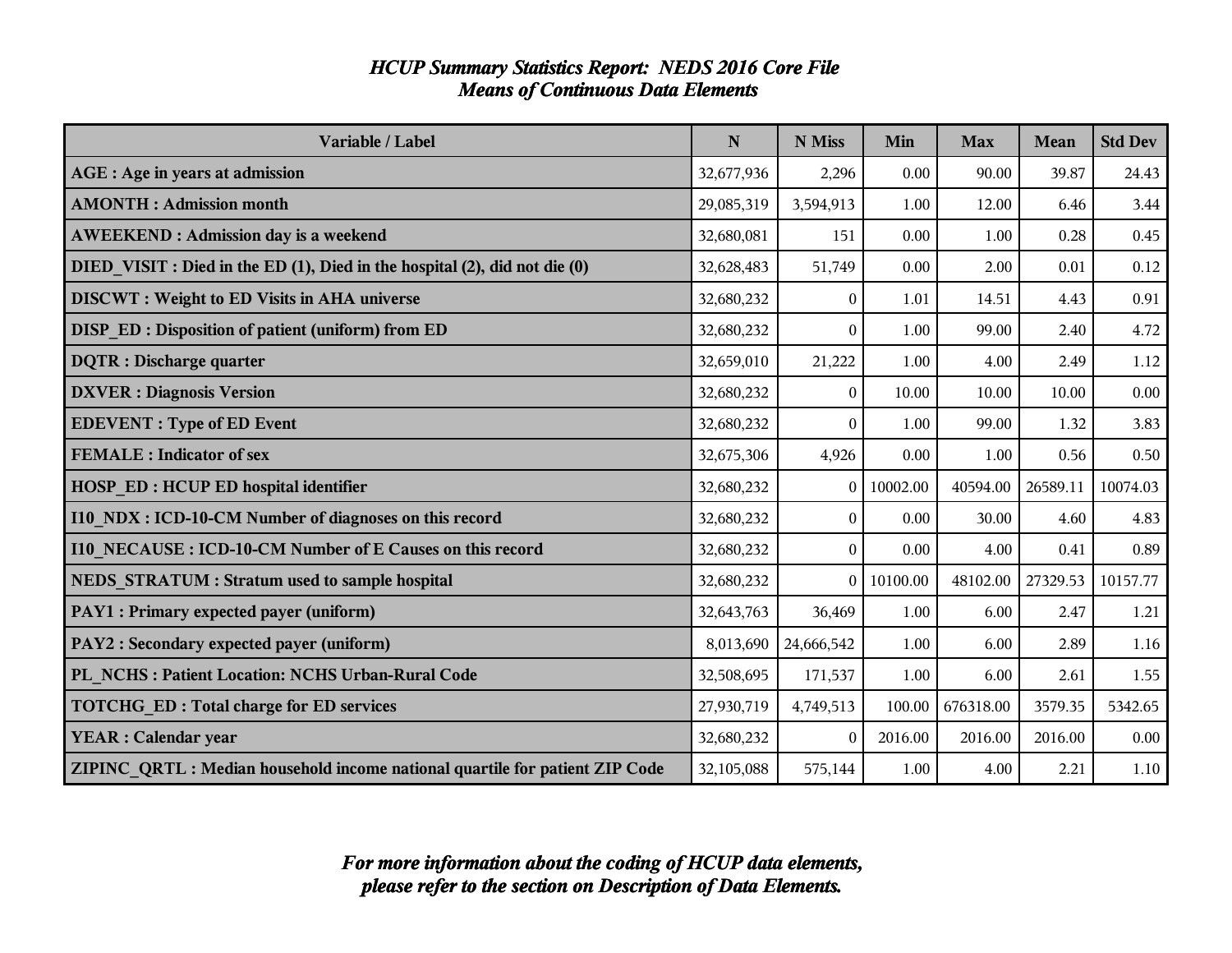# *HCUP Summary Statistics Report: NEDS 2016 Core File*
## *Means of Continuous Data Elements*

| Variable / Label | N | N Miss | Min | Max | Mean | Std Dev |
|---|---|---|---|---|---|---|
| **AGE : Age in years at admission** | 32,677,936 | 2,296 | 0.00 | 90.00 | 39.87 | 24.43 |
| **AMONTH : Admission month** | 29,085,319 | 3,594,913 | 1.00 | 12.00 | 6.46 | 3.44 |
| **AWEEKEND : Admission day is a weekend** | 32,680,081 | 151 | 0.00 | 1.00 | 0.28 | 0.45 |
| **DIED_VISIT : Died in the ED (1), Died in the hospital (2), did not die (0)** | 32,628,483 | 51,749 | 0.00 | 2.00 | 0.01 | 0.12 |
| **DISCWT : Weight to ED Visits in AHA universe** | 32,680,232 | 0 | 1.01 | 14.51 | 4.43 | 0.91 |
| **DISP_ED : Disposition of patient (uniform) from ED** | 32,680,232 | 0 | 1.00 | 99.00 | 2.40 | 4.72 |
| **DQTR : Discharge quarter** | 32,659,010 | 21,222 | 1.00 | 4.00 | 2.49 | 1.12 |
| **DXVER : Diagnosis Version** | 32,680,232 | 0 | 10.00 | 10.00 | 10.00 | 0.00 |
| **EDEVENT : Type of ED Event** | 32,680,232 | 0 | 1.00 | 99.00 | 1.32 | 3.83 |
| **FEMALE : Indicator of sex** | 32,675,306 | 4,926 | 0.00 | 1.00 | 0.56 | 0.50 |
| **HOSP_ED : HCUP ED hospital identifier** | 32,680,232 | 0 | 10002.00 | 40594.00 | 26589.11 | 10074.03 |
| **I10_NDX : ICD-10-CM Number of diagnoses on this record** | 32,680,232 | 0 | 0.00 | 30.00 | 4.60 | 4.83 |
| **I10_NECAUSE : ICD-10-CM Number of E Causes on this record** | 32,680,232 | 0 | 0.00 | 4.00 | 0.41 | 0.89 |
| **NEDS_STRATUM : Stratum used to sample hospital** | 32,680,232 | 0 | 10100.00 | 48102.00 | 27329.53 | 10157.77 |
| **PAY1 : Primary expected payer (uniform)** | 32,643,763 | 36,469 | 1.00 | 6.00 | 2.47 | 1.21 |
| **PAY2 : Secondary expected payer (uniform)** | 8,013,690 | 24,666,542 | 1.00 | 6.00 | 2.89 | 1.16 |
| **PL_NCHS : Patient Location: NCHS Urban-Rural Code** | 32,508,695 | 171,537 | 1.00 | 6.00 | 2.61 | 1.55 |
| **TOTCHG_ED : Total charge for ED services** | 27,930,719 | 4,749,513 | 100.00 | 676318.00 | 3579.35 | 5342.65 |
| **YEAR : Calendar year** | 32,680,232 | 0 | 2016.00 | 2016.00 | 2016.00 | 0.00 |
| **ZIPINC_QRTL : Median household income national quartile for patient ZIP Code** | 32,105,088 | 575,144 | 1.00 | 4.00 | 2.21 | 1.10 |

***For more information about the coding of HCUP data elements, please refer to the section on Description of Data Elements.***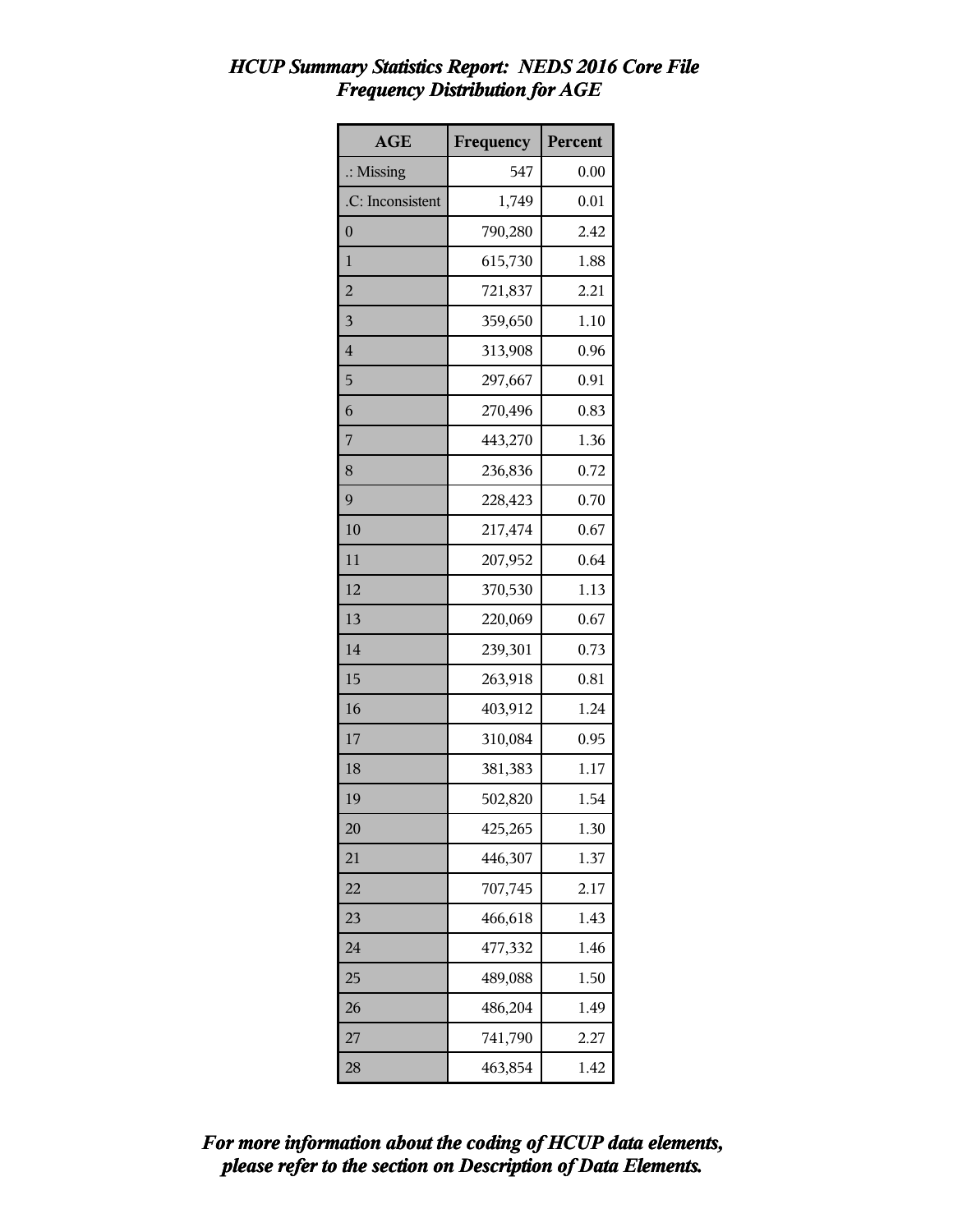# *HCUP Summary Statistics Report: NEDS 2016 Core File*
## *Frequency Distribution for AGE*

| AGE | Frequency | Percent |
|---|---|---|
| .: Missing | 547 | 0.00 |
| .C: Inconsistent | 1,749 | 0.01 |
| 0 | 790,280 | 2.42 |
| 1 | 615,730 | 1.88 |
| 2 | 721,837 | 2.21 |
| 3 | 359,650 | 1.10 |
| 4 | 313,908 | 0.96 |
| 5 | 297,667 | 0.91 |
| 6 | 270,496 | 0.83 |
| 7 | 443,270 | 1.36 |
| 8 | 236,836 | 0.72 |
| 9 | 228,423 | 0.70 |
| 10 | 217,474 | 0.67 |
| 11 | 207,952 | 0.64 |
| 12 | 370,530 | 1.13 |
| 13 | 220,069 | 0.67 |
| 14 | 239,301 | 0.73 |
| 15 | 263,918 | 0.81 |
| 16 | 403,912 | 1.24 |
| 17 | 310,084 | 0.95 |
| 18 | 381,383 | 1.17 |
| 19 | 502,820 | 1.54 |
| 20 | 425,265 | 1.30 |
| 21 | 446,307 | 1.37 |
| 22 | 707,745 | 2.17 |
| 23 | 466,618 | 1.43 |
| 24 | 477,332 | 1.46 |
| 25 | 489,088 | 1.50 |
| 26 | 486,204 | 1.49 |
| 27 | 741,790 | 2.27 |
| 28 | 463,854 | 1.42 |

***For more information about the coding of HCUP data elements, please refer to the section on Description of Data Elements.***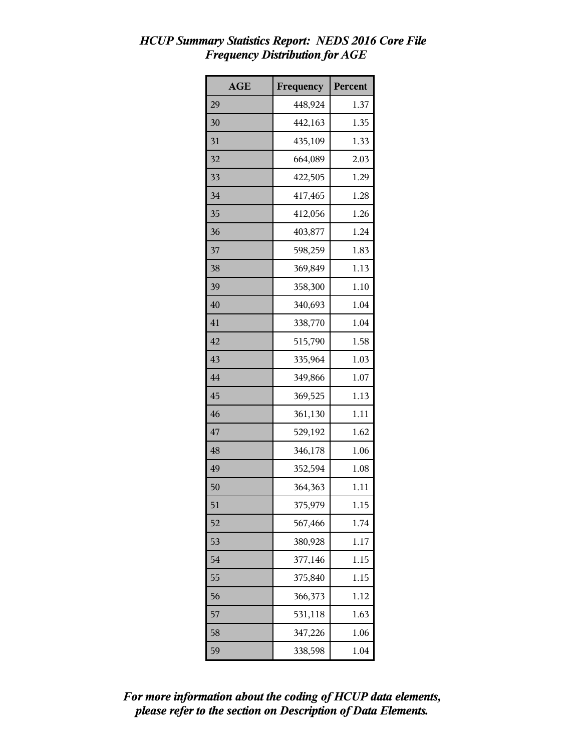*HCUP Summary Statistics Report: NEDS 2016 Core File*
*Frequency Distribution for AGE*

| AGE | Frequency | Percent |
|---|---|---|
| 29 | 448,924 | 1.37 |
| 30 | 442,163 | 1.35 |
| 31 | 435,109 | 1.33 |
| 32 | 664,089 | 2.03 |
| 33 | 422,505 | 1.29 |
| 34 | 417,465 | 1.28 |
| 35 | 412,056 | 1.26 |
| 36 | 403,877 | 1.24 |
| 37 | 598,259 | 1.83 |
| 38 | 369,849 | 1.13 |
| 39 | 358,300 | 1.10 |
| 40 | 340,693 | 1.04 |
| 41 | 338,770 | 1.04 |
| 42 | 515,790 | 1.58 |
| 43 | 335,964 | 1.03 |
| 44 | 349,866 | 1.07 |
| 45 | 369,525 | 1.13 |
| 46 | 361,130 | 1.11 |
| 47 | 529,192 | 1.62 |
| 48 | 346,178 | 1.06 |
| 49 | 352,594 | 1.08 |
| 50 | 364,363 | 1.11 |
| 51 | 375,979 | 1.15 |
| 52 | 567,466 | 1.74 |
| 53 | 380,928 | 1.17 |
| 54 | 377,146 | 1.15 |
| 55 | 375,840 | 1.15 |
| 56 | 366,373 | 1.12 |
| 57 | 531,118 | 1.63 |
| 58 | 347,226 | 1.06 |
| 59 | 338,598 | 1.04 |

***For more information about the coding of HCUP data elements, please refer to the section on Description of Data Elements.***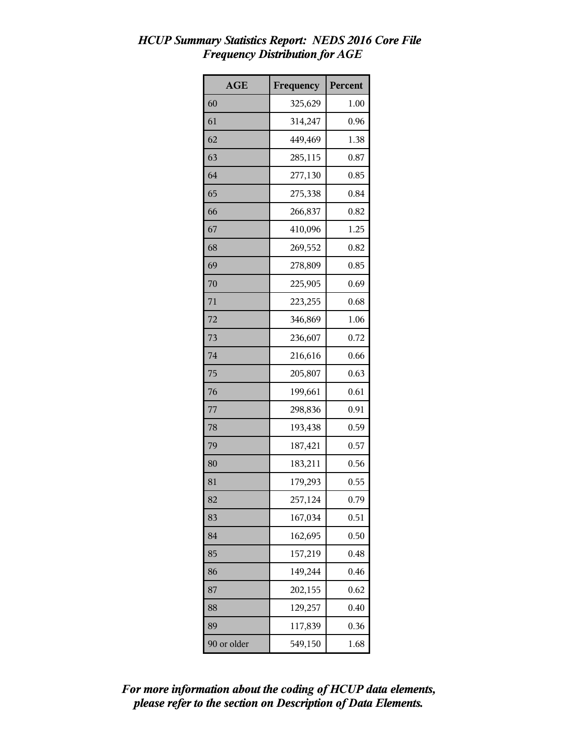*HCUP Summary Statistics Report: NEDS 2016 Core File*
*Frequency Distribution for AGE*

| AGE | Frequency | Percent |
|---|---|---|
| 60 | 325,629 | 1.00 |
| 61 | 314,247 | 0.96 |
| 62 | 449,469 | 1.38 |
| 63 | 285,115 | 0.87 |
| 64 | 277,130 | 0.85 |
| 65 | 275,338 | 0.84 |
| 66 | 266,837 | 0.82 |
| 67 | 410,096 | 1.25 |
| 68 | 269,552 | 0.82 |
| 69 | 278,809 | 0.85 |
| 70 | 225,905 | 0.69 |
| 71 | 223,255 | 0.68 |
| 72 | 346,869 | 1.06 |
| 73 | 236,607 | 0.72 |
| 74 | 216,616 | 0.66 |
| 75 | 205,807 | 0.63 |
| 76 | 199,661 | 0.61 |
| 77 | 298,836 | 0.91 |
| 78 | 193,438 | 0.59 |
| 79 | 187,421 | 0.57 |
| 80 | 183,211 | 0.56 |
| 81 | 179,293 | 0.55 |
| 82 | 257,124 | 0.79 |
| 83 | 167,034 | 0.51 |
| 84 | 162,695 | 0.50 |
| 85 | 157,219 | 0.48 |
| 86 | 149,244 | 0.46 |
| 87 | 202,155 | 0.62 |
| 88 | 129,257 | 0.40 |
| 89 | 117,839 | 0.36 |
| 90 or older | 549,150 | 1.68 |

***For more information about the coding of HCUP data elements, please refer to the section on Description of Data Elements.***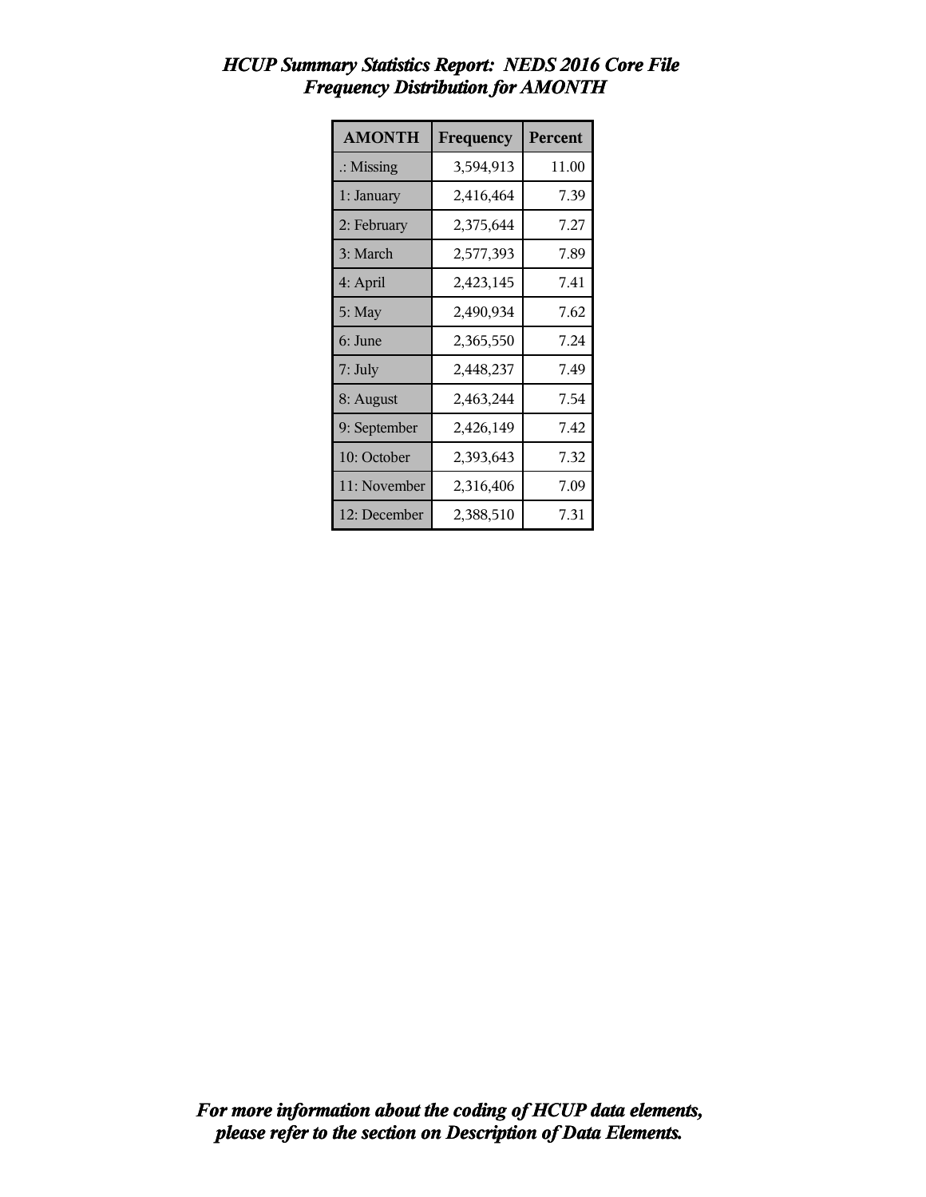*HCUP Summary Statistics Report: NEDS 2016 Core File*
*Frequency Distribution for AMONTH*

| AMONTH | Frequency | Percent |
|---|---|---|
| .: Missing | 3,594,913 | 11.00 |
| 1: January | 2,416,464 | 7.39 |
| 2: February | 2,375,644 | 7.27 |
| 3: March | 2,577,393 | 7.89 |
| 4: April | 2,423,145 | 7.41 |
| 5: May | 2,490,934 | 7.62 |
| 6: June | 2,365,550 | 7.24 |
| 7: July | 2,448,237 | 7.49 |
| 8: August | 2,463,244 | 7.54 |
| 9: September | 2,426,149 | 7.42 |
| 10: October | 2,393,643 | 7.32 |
| 11: November | 2,316,406 | 7.09 |
| 12: December | 2,388,510 | 7.31 |

*For more information about the coding of HCUP data elements, please refer to the section on Description of Data Elements.*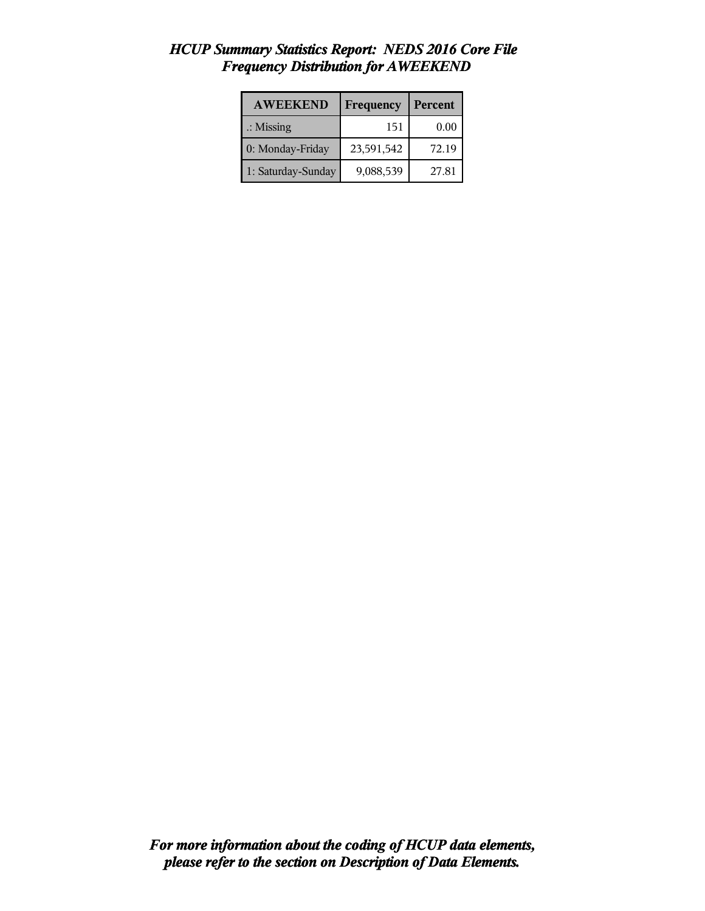# *HCUP Summary Statistics Report: NEDS 2016 Core File*
# *Frequency Distribution for AWEEKEND*

| AWEEKEND | Frequency | Percent |
|---|---|---|
| .: Missing | 151 | 0.00 |
| 0: Monday-Friday | 23,591,542 | 72.19 |
| 1: Saturday-Sunday | 9,088,539 | 27.81 |

***For more information about the coding of HCUP data elements, please refer to the section on Description of Data Elements.***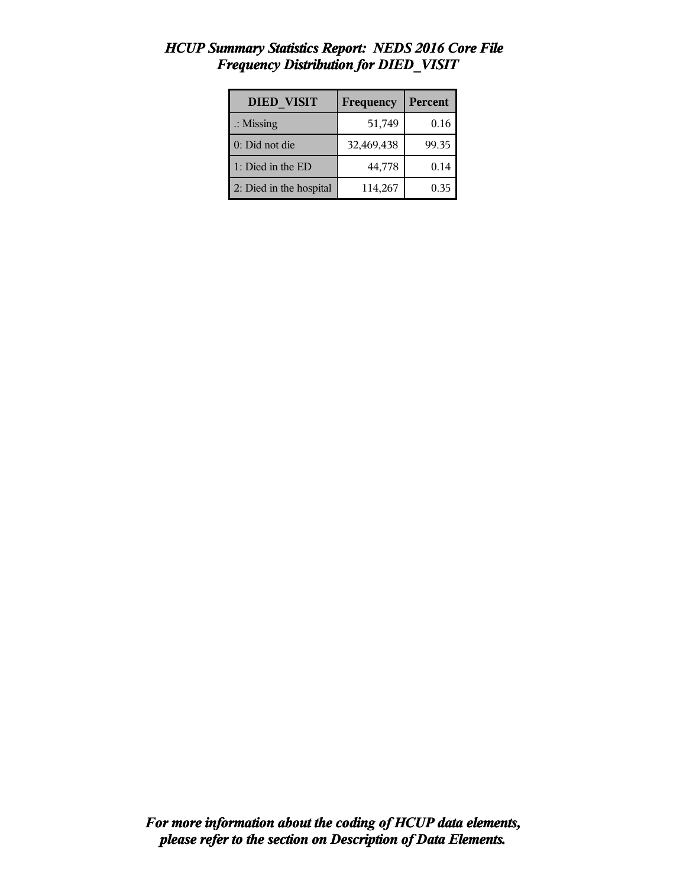# *HCUP Summary Statistics Report: NEDS 2016 Core File*
# *Frequency Distribution for DIED_VISIT*

| DIED_VISIT | Frequency | Percent |
|---|---|---|
| .: Missing | 51,749 | 0.16 |
| 0: Did not die | 32,469,438 | 99.35 |
| 1: Died in the ED | 44,778 | 0.14 |
| 2: Died in the hospital | 114,267 | 0.35 |

***For more information about the coding of HCUP data elements, please refer to the section on Description of Data Elements.***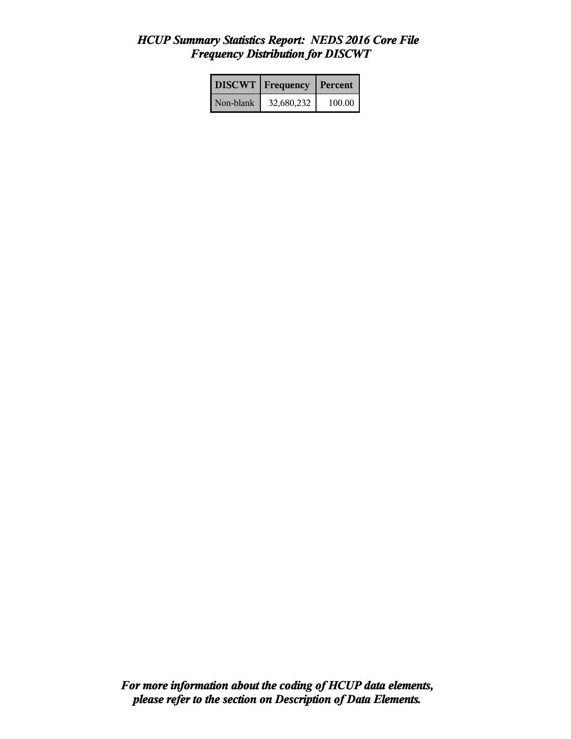# *HCUP Summary Statistics Report: NEDS 2016 Core File*
## *Frequency Distribution for DISCWT*

| DISCWT | Frequency | Percent |
|---|---|---|
| Non-blank | 32,680,232 | 100.00 |

***For more information about the coding of HCUP data elements, please refer to the section on Description of Data Elements.***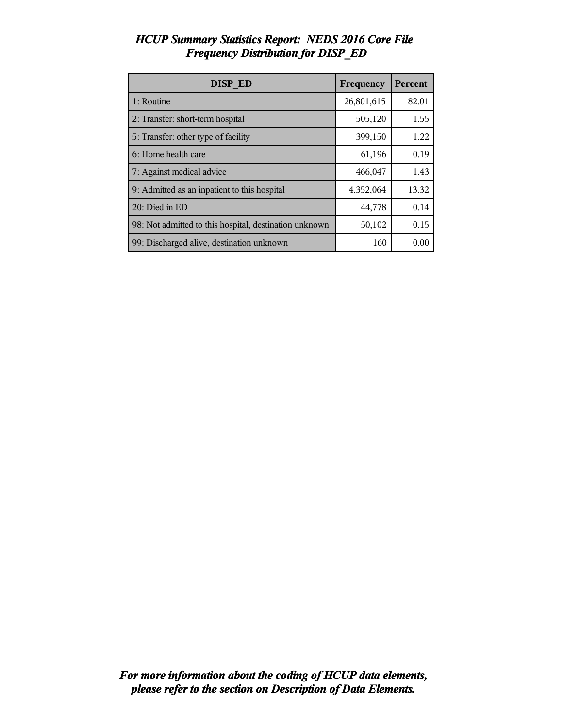# *HCUP Summary Statistics Report: NEDS 2016 Core File*
## *Frequency Distribution for DISP_ED*

| DISP_ED | Frequency | Percent |
|---|---|---|
| 1: Routine | 26,801,615 | 82.01 |
| 2: Transfer: short-term hospital | 505,120 | 1.55 |
| 5: Transfer: other type of facility | 399,150 | 1.22 |
| 6: Home health care | 61,196 | 0.19 |
| 7: Against medical advice | 466,047 | 1.43 |
| 9: Admitted as an inpatient to this hospital | 4,352,064 | 13.32 |
| 20: Died in ED | 44,778 | 0.14 |
| 98: Not admitted to this hospital, destination unknown | 50,102 | 0.15 |
| 99: Discharged alive, destination unknown | 160 | 0.00 |

***For more information about the coding of HCUP data elements, please refer to the section on Description of Data Elements.***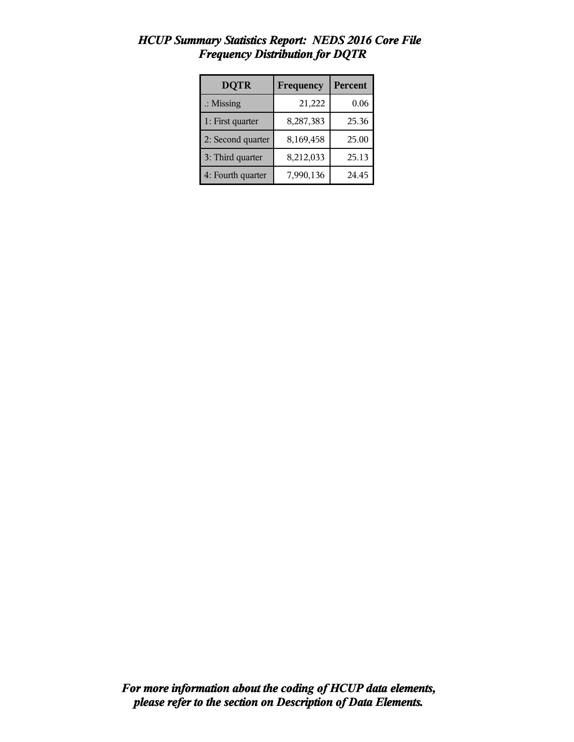# *HCUP Summary Statistics Report: NEDS 2016 Core File*
## *Frequency Distribution for DQTR*

| DQTR | Frequency | Percent |
|---|---|---|
| .: Missing | 21,222 | 0.06 |
| 1: First quarter | 8,287,383 | 25.36 |
| 2: Second quarter | 8,169,458 | 25.00 |
| 3: Third quarter | 8,212,033 | 25.13 |
| 4: Fourth quarter | 7,990,136 | 24.45 |

***For more information about the coding of HCUP data elements, please refer to the section on Description of Data Elements.***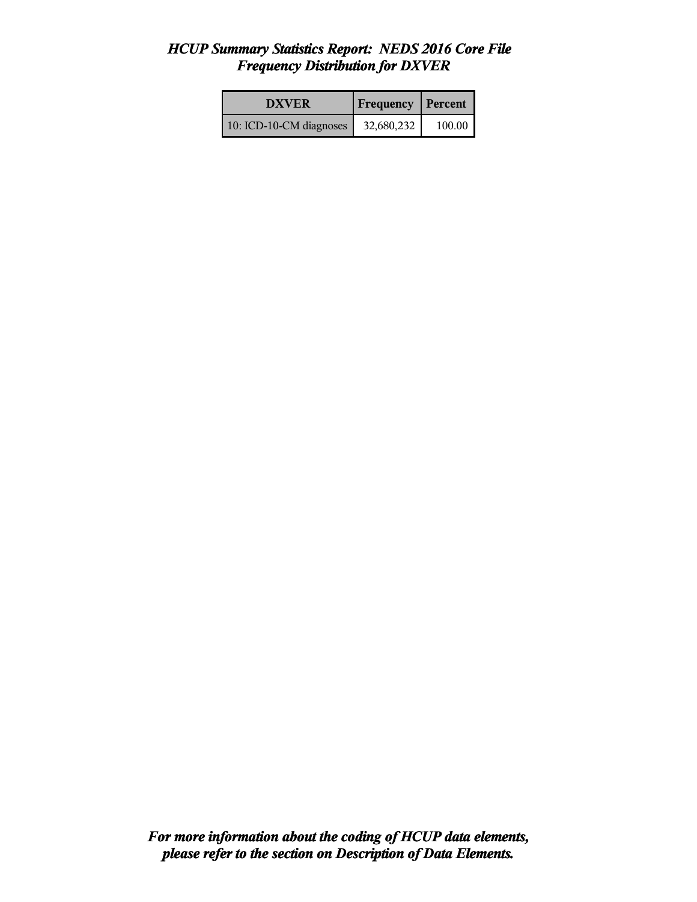## *HCUP Summary Statistics Report: NEDS 2016 Core File*
## *Frequency Distribution for DXVER*

| DXVER | Frequency | Percent |
|---|---|---|
| 10: ICD-10-CM diagnoses | 32,680,232 | 100.00 |

***For more information about the coding of HCUP data elements, please refer to the section on Description of Data Elements.***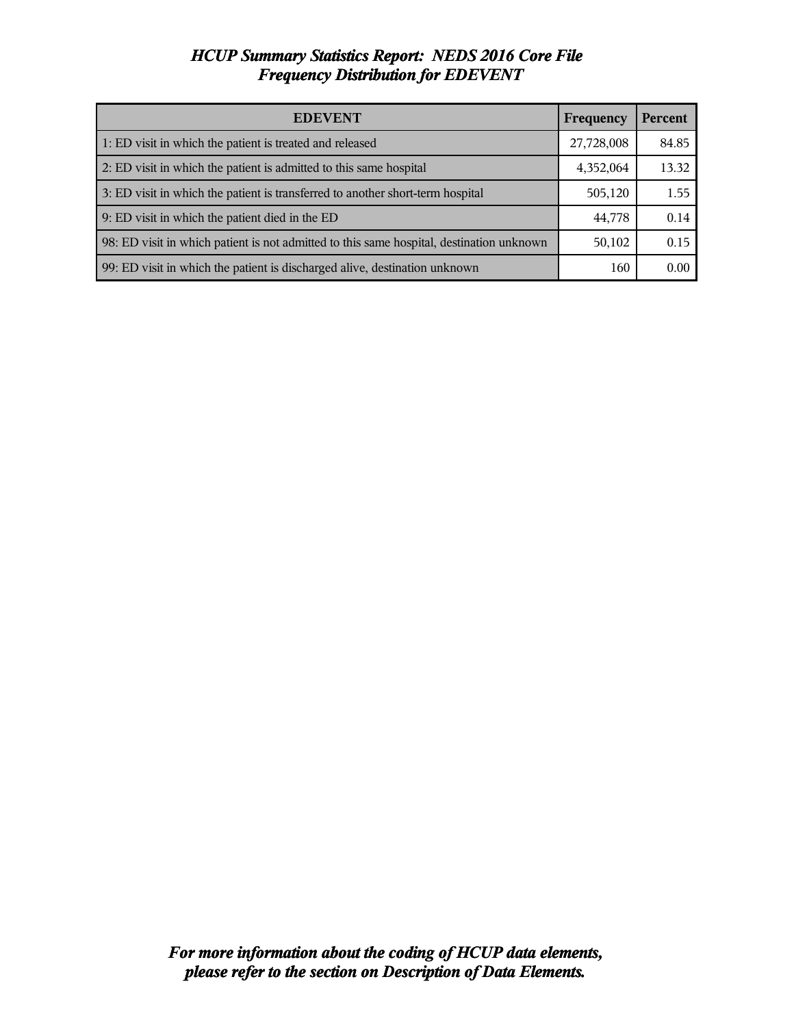# *HCUP Summary Statistics Report: NEDS 2016 Core File*
## *Frequency Distribution for EDEVENT*

| EDEVENT | Frequency | Percent |
|---|---|---|
| 1: ED visit in which the patient is treated and released | 27,728,008 | 84.85 |
| 2: ED visit in which the patient is admitted to this same hospital | 4,352,064 | 13.32 |
| 3: ED visit in which the patient is transferred to another short-term hospital | 505,120 | 1.55 |
| 9: ED visit in which the patient died in the ED | 44,778 | 0.14 |
| 98: ED visit in which patient is not admitted to this same hospital, destination unknown | 50,102 | 0.15 |
| 99: ED visit in which the patient is discharged alive, destination unknown | 160 | 0.00 |

***For more information about the coding of HCUP data elements, please refer to the section on Description of Data Elements.***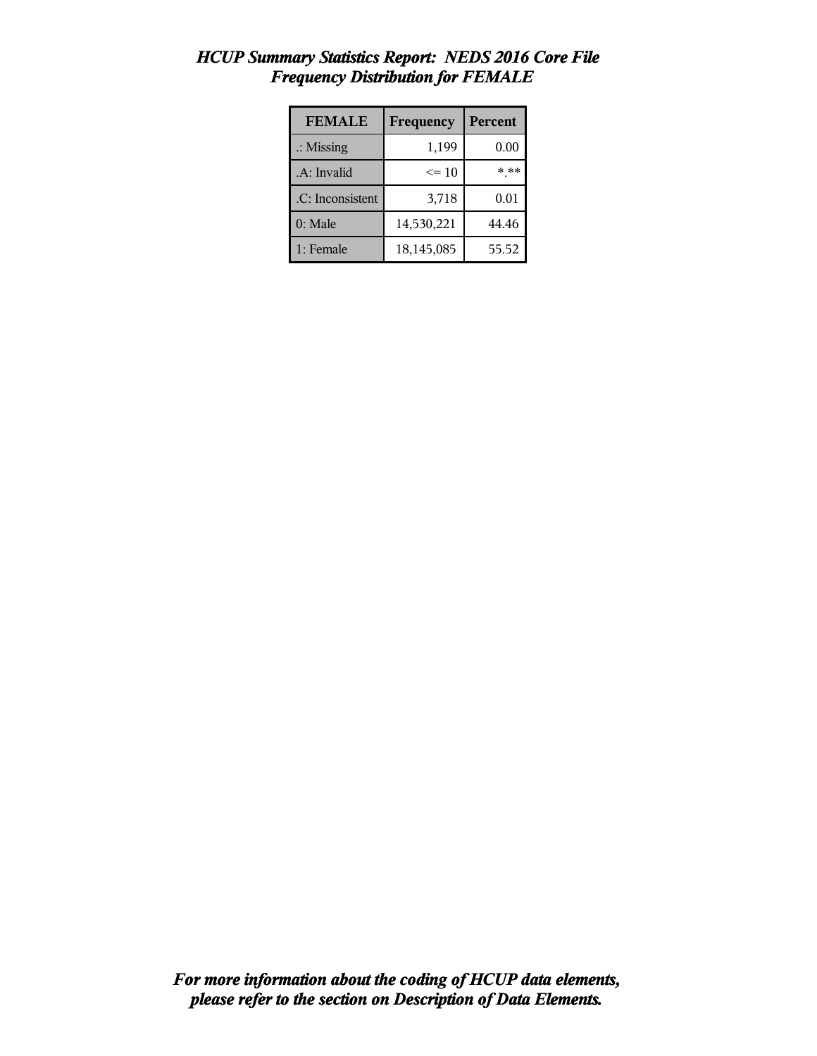# *HCUP Summary Statistics Report: NEDS 2016 Core File*
## *Frequency Distribution for FEMALE*

| FEMALE | Frequency | Percent |
|---|---|---|
| .: Missing | 1,199 | 0.00 |
| .A: Invalid | <= 10 | *.** |
| .C: Inconsistent | 3,718 | 0.01 |
| 0: Male | 14,530,221 | 44.46 |
| 1: Female | 18,145,085 | 55.52 |

***For more information about the coding of HCUP data elements, please refer to the section on Description of Data Elements.***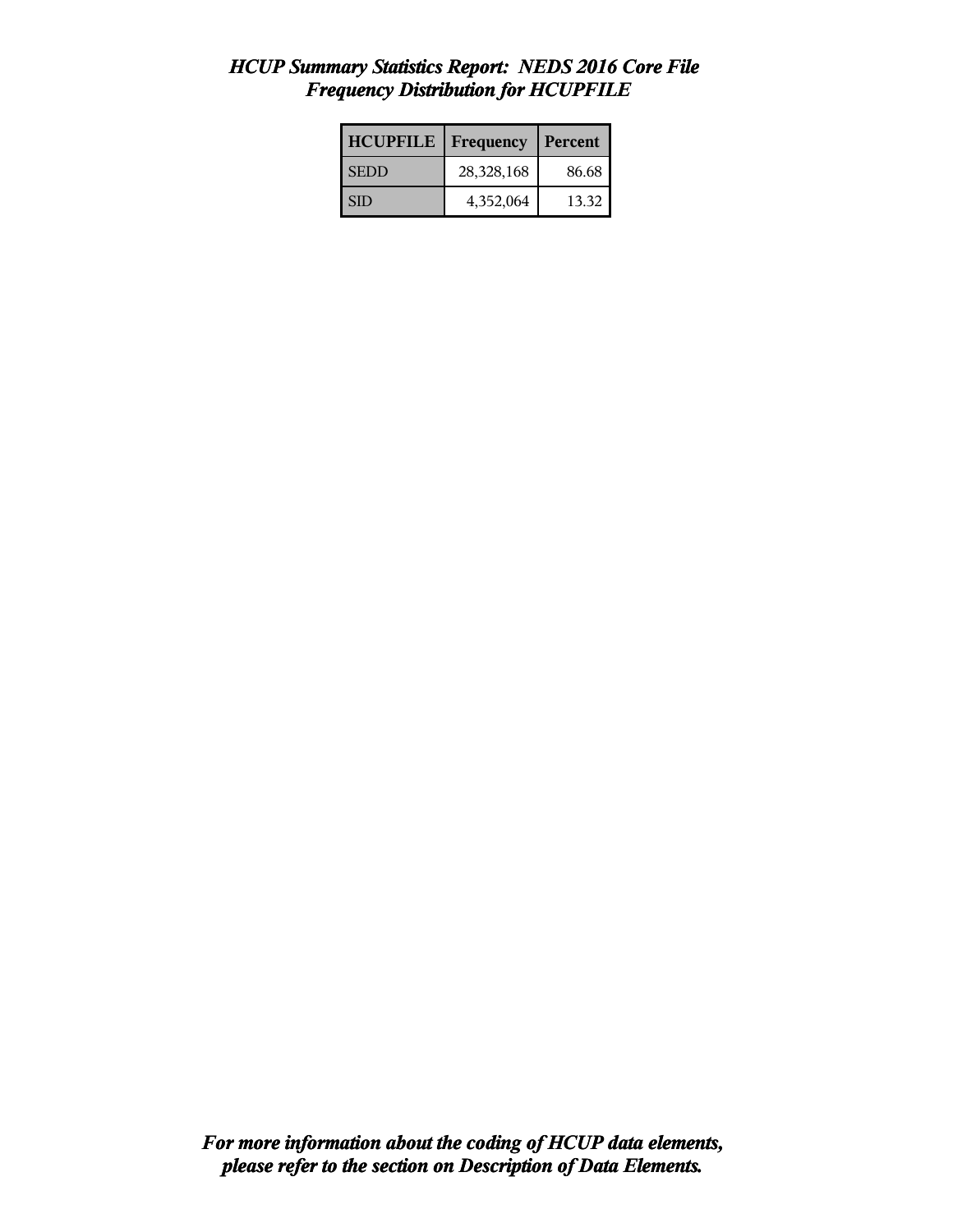*HCUP Summary Statistics Report: NEDS 2016 Core File*
*Frequency Distribution for HCUPFILE*

| HCUPFILE | Frequency | Percent |
|---|---|---|
| SEDD | 28,328,168 | 86.68 |
| SID | 4,352,064 | 13.32 |

***For more information about the coding of HCUP data elements, please refer to the section on Description of Data Elements.***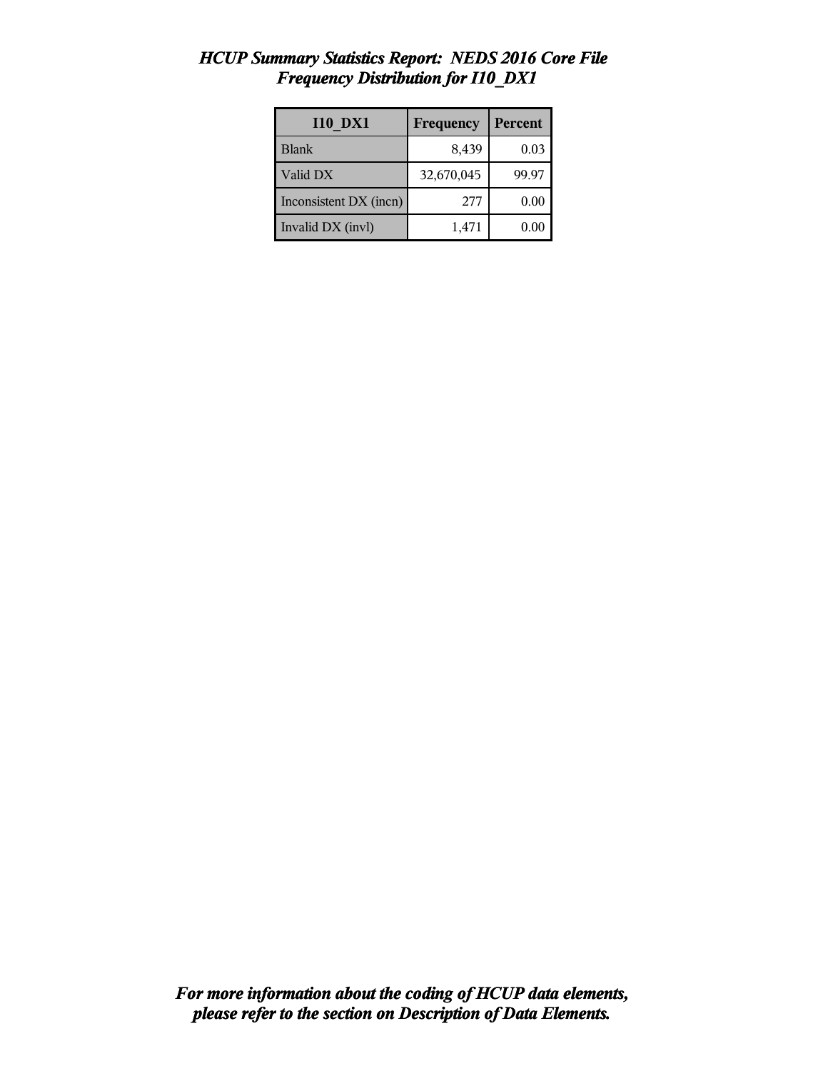*HCUP Summary Statistics Report: NEDS 2016 Core File*
*Frequency Distribution for I10_DX1*

| I10_DX1 | Frequency | Percent |
|---|---|---|
| Blank | 8,439 | 0.03 |
| Valid DX | 32,670,045 | 99.97 |
| Inconsistent DX (incn) | 277 | 0.00 |
| Invalid DX (invl) | 1,471 | 0.00 |

***For more information about the coding of HCUP data elements, please refer to the section on Description of Data Elements.***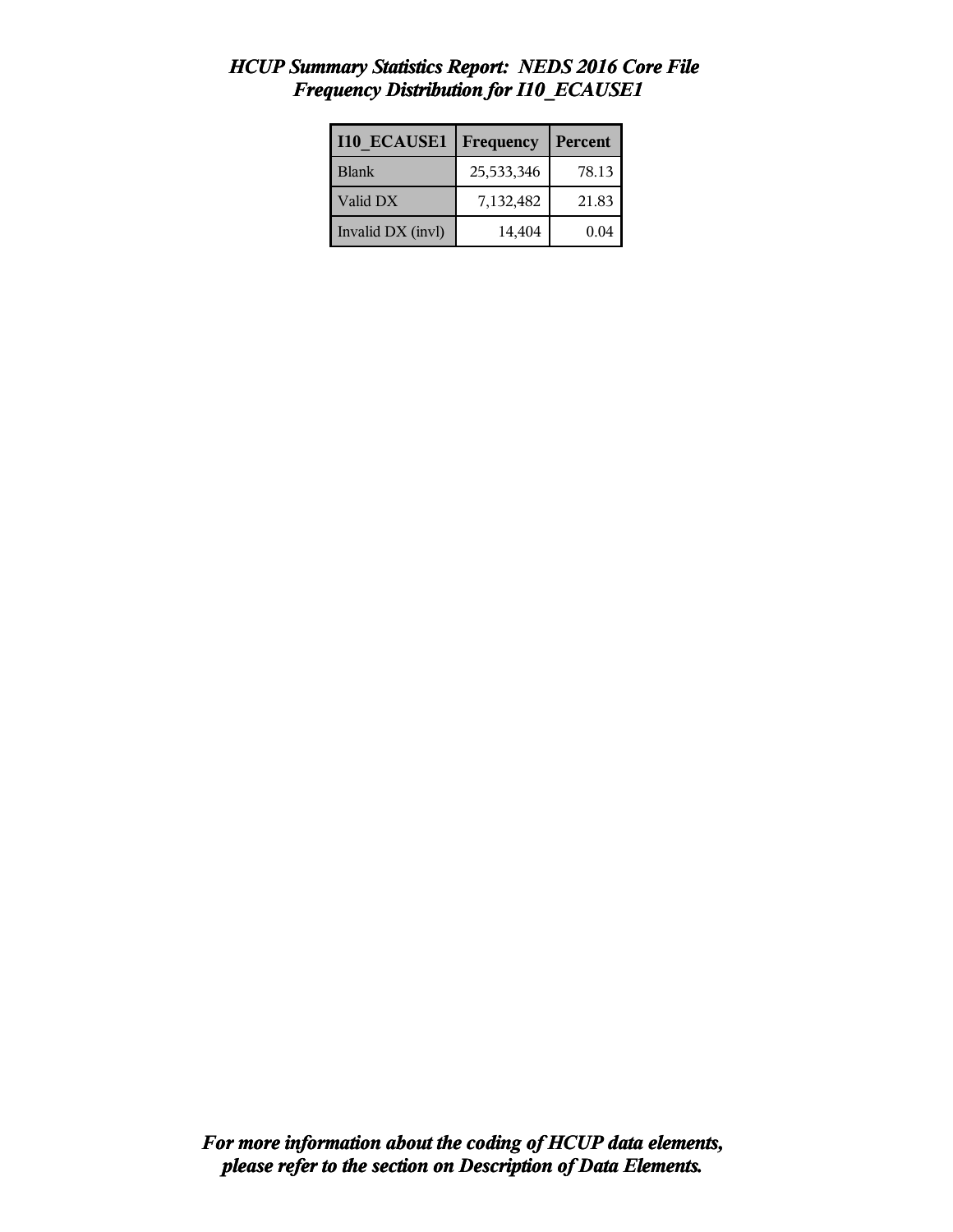# *HCUP Summary Statistics Report: NEDS 2016 Core File*
## *Frequency Distribution for I10_ECAUSE1*

| I10_ECAUSE1 | Frequency | Percent |
|---|---|---|
| Blank | 25,533,346 | 78.13 |
| Valid DX | 7,132,482 | 21.83 |
| Invalid DX (invl) | 14,404 | 0.04 |

***For more information about the coding of HCUP data elements, please refer to the section on Description of Data Elements.***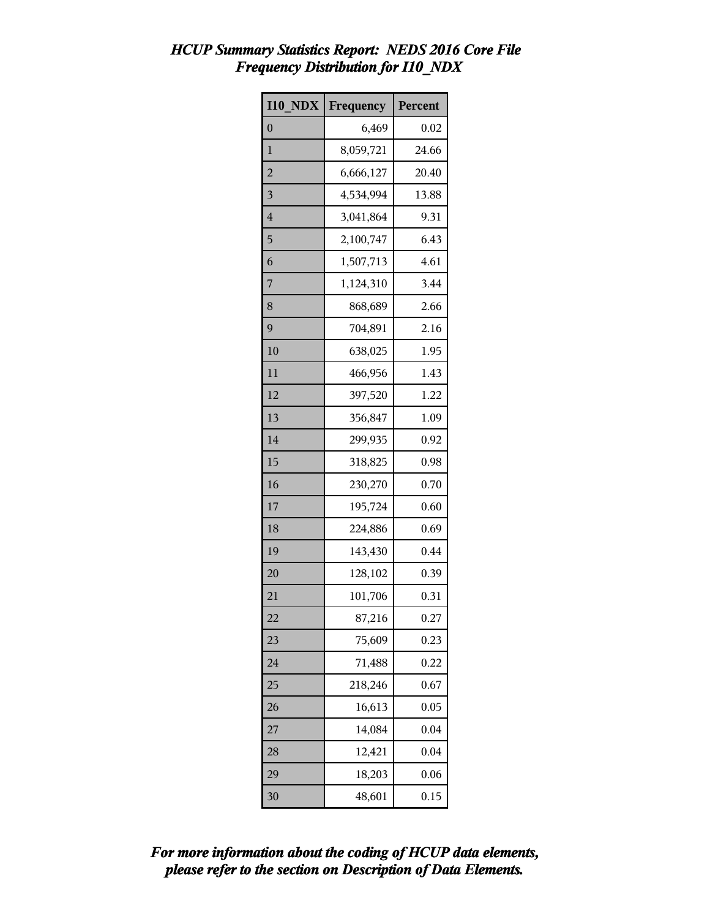*HCUP Summary Statistics Report: NEDS 2016 Core File*
*Frequency Distribution for I10_NDX*

| I10_NDX | Frequency | Percent |
|---|---|---|
| 0 | 6,469 | 0.02 |
| 1 | 8,059,721 | 24.66 |
| 2 | 6,666,127 | 20.40 |
| 3 | 4,534,994 | 13.88 |
| 4 | 3,041,864 | 9.31 |
| 5 | 2,100,747 | 6.43 |
| 6 | 1,507,713 | 4.61 |
| 7 | 1,124,310 | 3.44 |
| 8 | 868,689 | 2.66 |
| 9 | 704,891 | 2.16 |
| 10 | 638,025 | 1.95 |
| 11 | 466,956 | 1.43 |
| 12 | 397,520 | 1.22 |
| 13 | 356,847 | 1.09 |
| 14 | 299,935 | 0.92 |
| 15 | 318,825 | 0.98 |
| 16 | 230,270 | 0.70 |
| 17 | 195,724 | 0.60 |
| 18 | 224,886 | 0.69 |
| 19 | 143,430 | 0.44 |
| 20 | 128,102 | 0.39 |
| 21 | 101,706 | 0.31 |
| 22 | 87,216 | 0.27 |
| 23 | 75,609 | 0.23 |
| 24 | 71,488 | 0.22 |
| 25 | 218,246 | 0.67 |
| 26 | 16,613 | 0.05 |
| 27 | 14,084 | 0.04 |
| 28 | 12,421 | 0.04 |
| 29 | 18,203 | 0.06 |
| 30 | 48,601 | 0.15 |

***For more information about the coding of HCUP data elements, please refer to the section on Description of Data Elements.***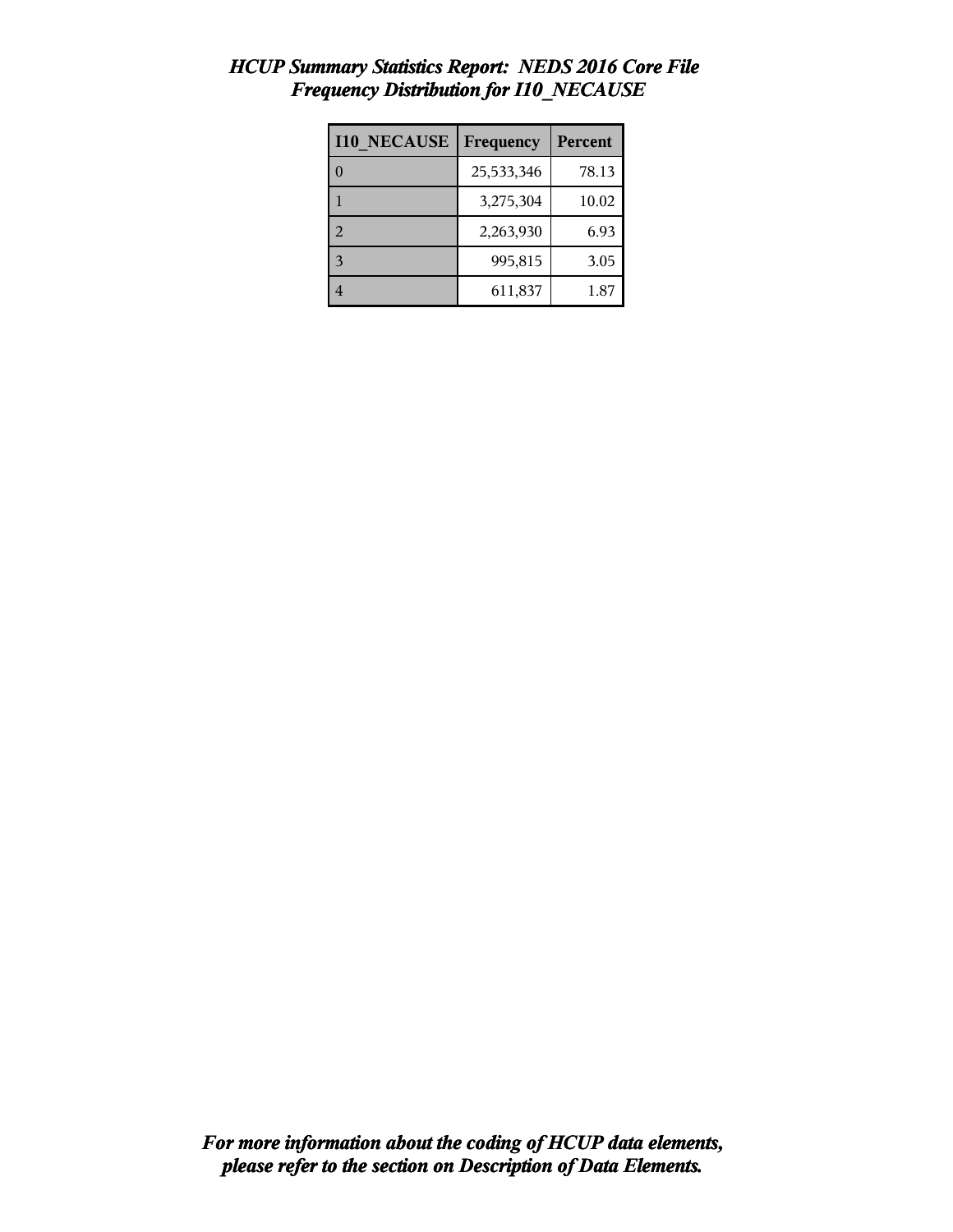# *HCUP Summary Statistics Report: NEDS 2016 Core File*
## *Frequency Distribution for I10_NECAUSE*

| I10_NECAUSE | Frequency | Percent |
|---|---|---|
| 0 | 25,533,346 | 78.13 |
| 1 | 3,275,304 | 10.02 |
| 2 | 2,263,930 | 6.93 |
| 3 | 995,815 | 3.05 |
| 4 | 611,837 | 1.87 |

***For more information about the coding of HCUP data elements, please refer to the section on Description of Data Elements.***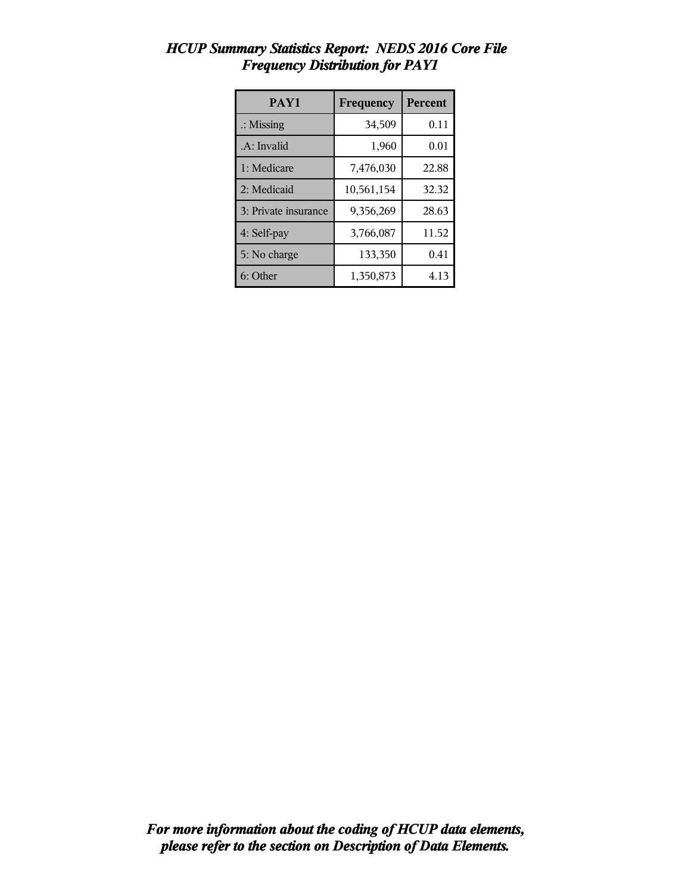*HCUP Summary Statistics Report: NEDS 2016 Core File*
*Frequency Distribution for PAY1*

| PAY1 | Frequency | Percent |
|---|---|---|
| .: Missing | 34,509 | 0.11 |
| .A: Invalid | 1,960 | 0.01 |
| 1: Medicare | 7,476,030 | 22.88 |
| 2: Medicaid | 10,561,154 | 32.32 |
| 3: Private insurance | 9,356,269 | 28.63 |
| 4: Self-pay | 3,766,087 | 11.52 |
| 5: No charge | 133,350 | 0.41 |
| 6: Other | 1,350,873 | 4.13 |

***For more information about the coding of HCUP data elements, please refer to the section on Description of Data Elements.***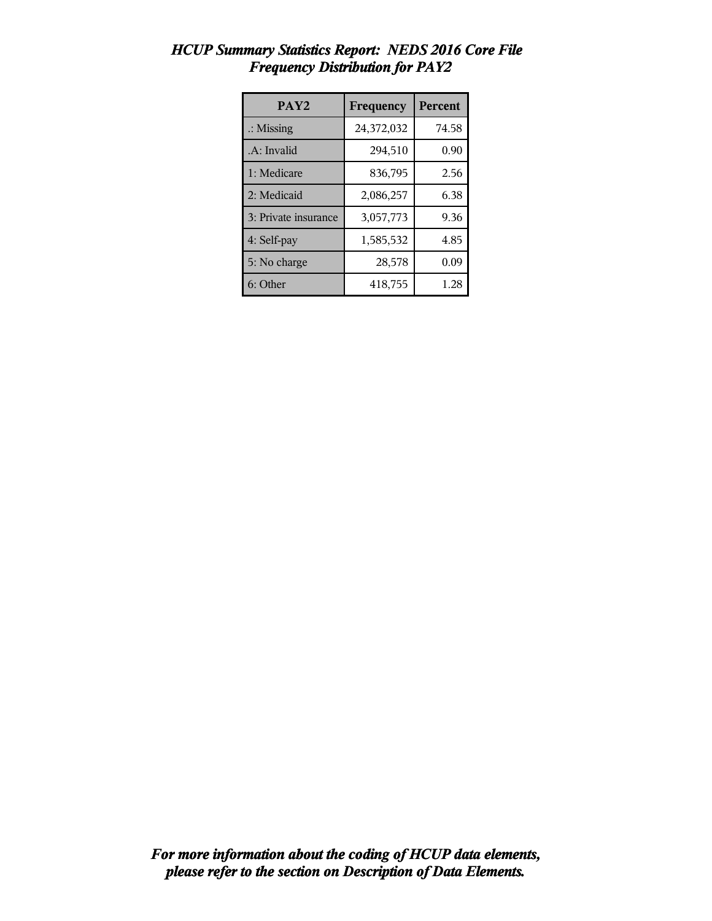# *HCUP Summary Statistics Report: NEDS 2016 Core File*
## *Frequency Distribution for PAY2*

| PAY2 | Frequency | Percent |
|---|---|---|
| .: Missing | 24,372,032 | 74.58 |
| .A: Invalid | 294,510 | 0.90 |
| 1: Medicare | 836,795 | 2.56 |
| 2: Medicaid | 2,086,257 | 6.38 |
| 3: Private insurance | 3,057,773 | 9.36 |
| 4: Self-pay | 1,585,532 | 4.85 |
| 5: No charge | 28,578 | 0.09 |
| 6: Other | 418,755 | 1.28 |

***For more information about the coding of HCUP data elements, please refer to the section on Description of Data Elements.***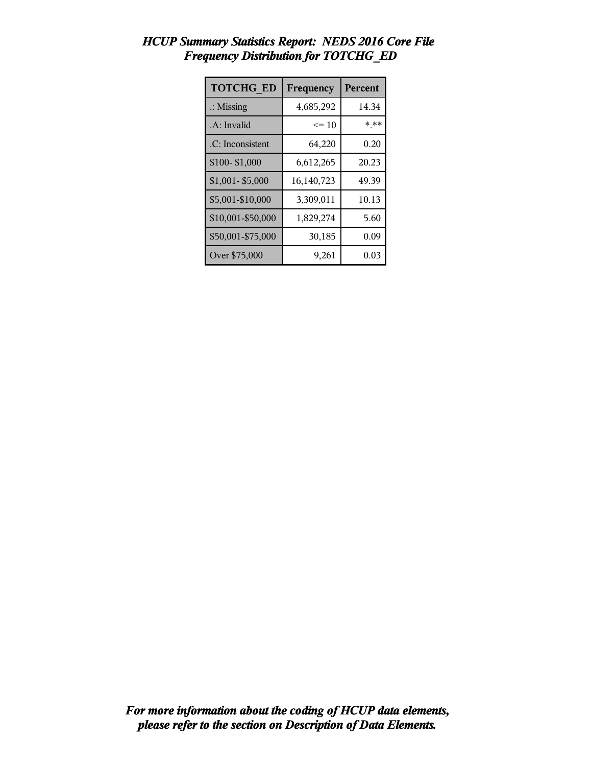# *HCUP Summary Statistics Report: NEDS 2016 Core File*
## *Frequency Distribution for TOTCHG_ED*

| TOTCHG_ED | Frequency | Percent |
|---|---|---|
| .: Missing | 4,685,292 | 14.34 |
| .A: Invalid | <= 10 | *.** |
| .C: Inconsistent | 64,220 | 0.20 |
| $100- $1,000 | 6,612,265 | 20.23 |
| $1,001- $5,000 | 16,140,723 | 49.39 |
| $5,001-$10,000 | 3,309,011 | 10.13 |
| $10,001-$50,000 | 1,829,274 | 5.60 |
| $50,001-$75,000 | 30,185 | 0.09 |
| Over $75,000 | 9,261 | 0.03 |

***For more information about the coding of HCUP data elements, please refer to the section on Description of Data Elements.***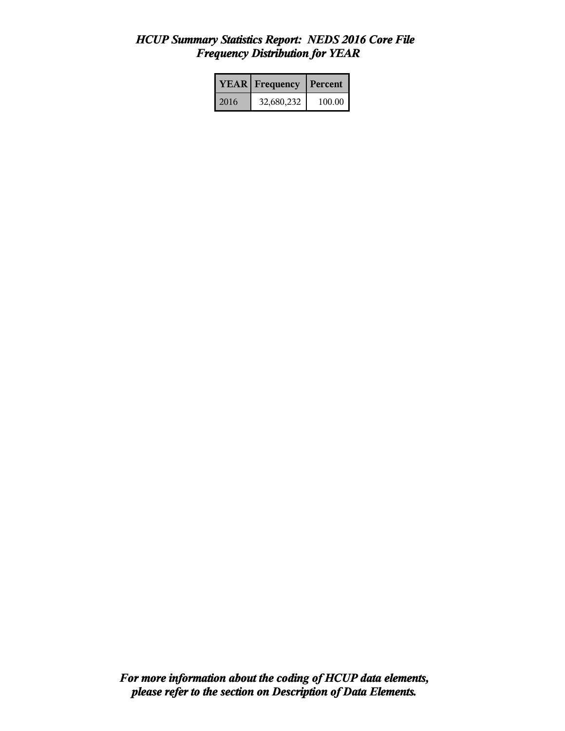# *HCUP Summary Statistics Report: NEDS 2016 Core File*
## *Frequency Distribution for YEAR*

| YEAR | Frequency | Percent |
|---|---|---|
| 2016 | 32,680,232 | 100.00 |

***For more information about the coding of HCUP data elements, please refer to the section on Description of Data Elements.***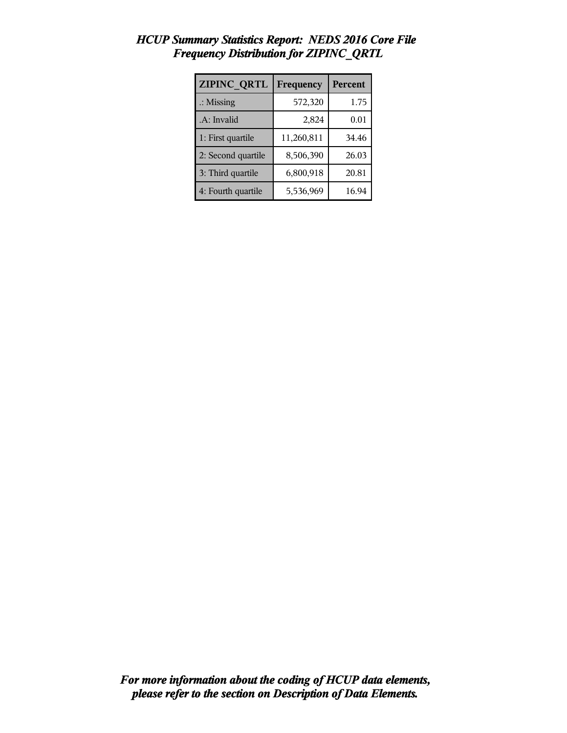# *HCUP Summary Statistics Report: NEDS 2016 Core File*
## *Frequency Distribution for ZIPINC_QRTL*

| ZIPINC_QRTL | Frequency | Percent |
|---|---|---|
| .: Missing | 572,320 | 1.75 |
| .A: Invalid | 2,824 | 0.01 |
| 1: First quartile | 11,260,811 | 34.46 |
| 2: Second quartile | 8,506,390 | 26.03 |
| 3: Third quartile | 6,800,918 | 20.81 |
| 4: Fourth quartile | 5,536,969 | 16.94 |

***For more information about the coding of HCUP data elements, please refer to the section on Description of Data Elements.***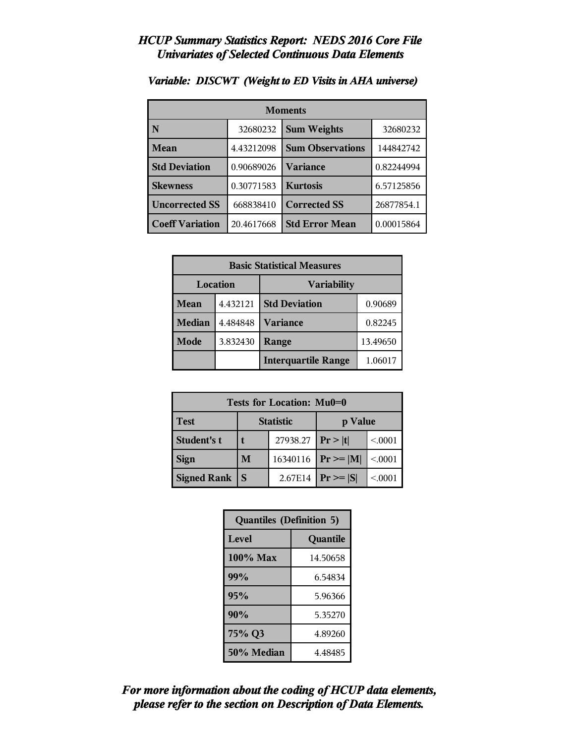# *HCUP Summary Statistics Report: NEDS 2016 Core File*
## *Univariates of Selected Continuous Data Elements*

### *Variable: DISCWT (Weight to ED Visits in AHA universe)*

| Moments | | | |
|---|---|---|---|
| **N** | 32680232 | **Sum Weights** | 32680232 |
| **Mean** | 4.43212098 | **Sum Observations** | 144842742 |
| **Std Deviation** | 0.90689026 | **Variance** | 0.82244994 |
| **Skewness** | 0.30771583 | **Kurtosis** | 6.57125856 |
| **Uncorrected SS** | 668838410 | **Corrected SS** | 26877854.1 |
| **Coeff Variation** | 20.4617668 | **Std Error Mean** | 0.00015864 |

| Basic Statistical Measures | | | |
|---|---|---|---|
| **Location** | | **Variability** | |
| **Mean** | 4.432121 | **Std Deviation** | 0.90689 |
| **Median** | 4.484848 | **Variance** | 0.82245 |
| **Mode** | 3.832430 | **Range** | 13.49650 |
| | | **Interquartile Range** | 1.06017 |

| Tests for Location: Mu0=0 | | | | |
|---|---|---|---|---|
| **Test** | **Statistic** | | **p Value** | |
| **Student's t** | **t** | 27938.27 | **Pr > \|t\|** | <.0001 |
| **Sign** | **M** | 16340116 | **Pr >= \|M\|** | <.0001 |
| **Signed Rank** | **S** | 2.67E14 | **Pr >= \|S\|** | <.0001 |

| Quantiles (Definition 5) | |
|---|---|
| **Level** | **Quantile** |
| **100% Max** | 14.50658 |
| **99%** | 6.54834 |
| **95%** | 5.96366 |
| **90%** | 5.35270 |
| **75% Q3** | 4.89260 |
| **50% Median** | 4.48485 |

***For more information about the coding of HCUP data elements, please refer to the section on Description of Data Elements.***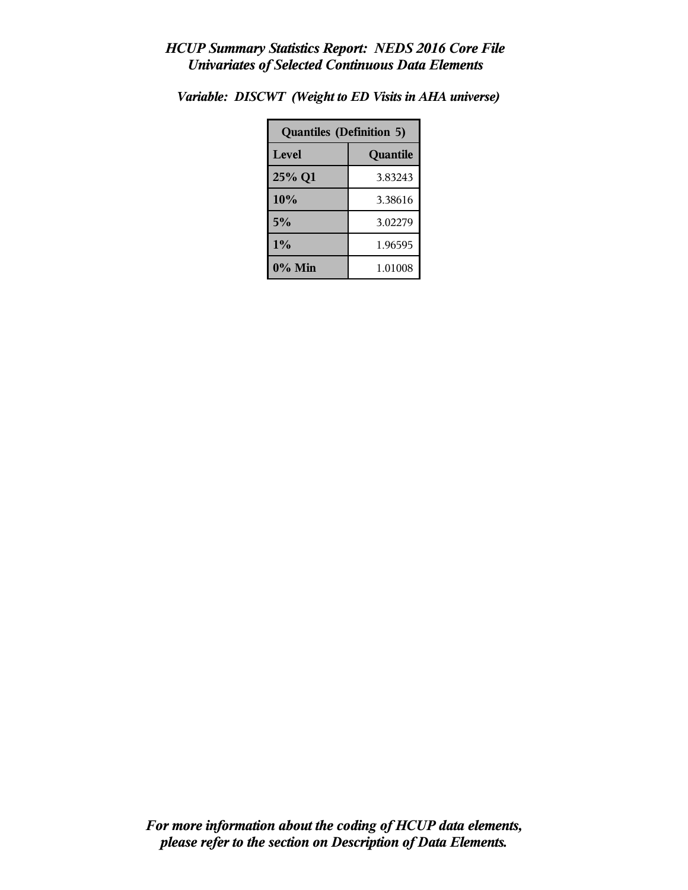*HCUP Summary Statistics Report: NEDS 2016 Core File*
*Univariates of Selected Continuous Data Elements*

*Variable: DISCWT (Weight to ED Visits in AHA universe)*

| Quantiles (Definition 5) | |
|---|---|
| **Level** | **Quantile** |
| **25% Q1** | 3.83243 |
| **10%** | 3.38616 |
| **5%** | 3.02279 |
| **1%** | 1.96595 |
| **0% Min** | 1.01008 |

*For more information about the coding of HCUP data elements, please refer to the section on Description of Data Elements.*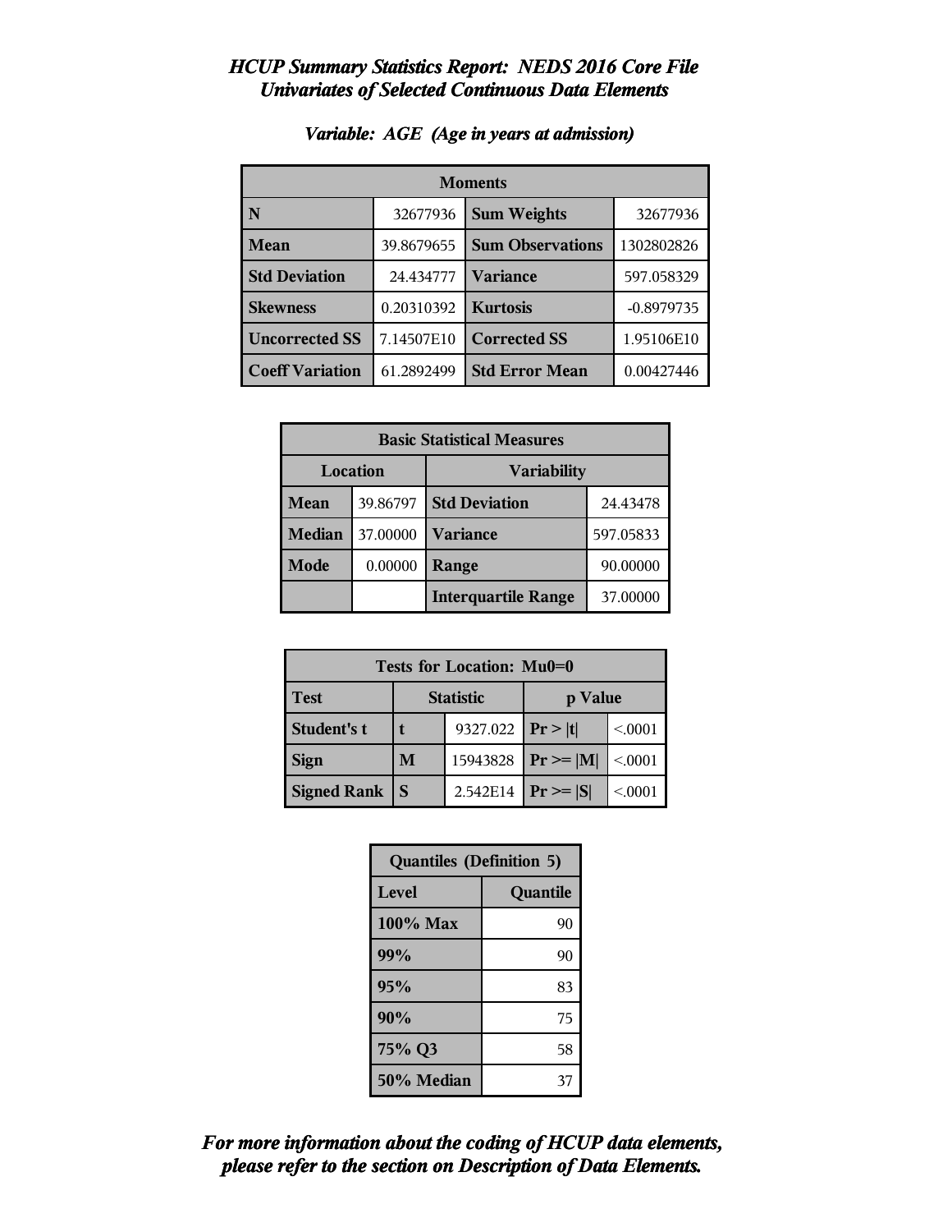# *HCUP Summary Statistics Report: NEDS 2016 Core File*
## *Univariates of Selected Continuous Data Elements*

### *Variable: AGE (Age in years at admission)*

| Moments | | | |
|---|---|---|---|
| **N** | 32677936 | **Sum Weights** | 32677936 |
| **Mean** | 39.8679655 | **Sum Observations** | 1302802826 |
| **Std Deviation** | 24.434777 | **Variance** | 597.058329 |
| **Skewness** | 0.20310392 | **Kurtosis** | -0.8979735 |
| **Uncorrected SS** | 7.14507E10 | **Corrected SS** | 1.95106E10 |
| **Coeff Variation** | 61.2892499 | **Std Error Mean** | 0.00427446 |

| Basic Statistical Measures | | | |
|---|---|---|---|
| Location | | Variability | |
| **Mean** | 39.86797 | **Std Deviation** | 24.43478 |
| **Median** | 37.00000 | **Variance** | 597.05833 |
| **Mode** | 0.00000 | **Range** | 90.00000 |
| | | **Interquartile Range** | 37.00000 |

| Tests for Location: Mu0=0 | | | | |
|---|---|---|---|---|
| **Test** | Statistic | | p Value | |
| **Student's t** | **t** | 9327.022 | **Pr > \|t\|** | <.0001 |
| **Sign** | **M** | 15943828 | **Pr >= \|M\|** | <.0001 |
| **Signed Rank** | **S** | 2.542E14 | **Pr >= \|S\|** | <.0001 |

| Quantiles (Definition 5) | |
|---|---|
| **Level** | **Quantile** |
| **100% Max** | 90 |
| **99%** | 90 |
| **95%** | 83 |
| **90%** | 75 |
| **75% Q3** | 58 |
| **50% Median** | 37 |

***For more information about the coding of HCUP data elements, please refer to the section on Description of Data Elements.***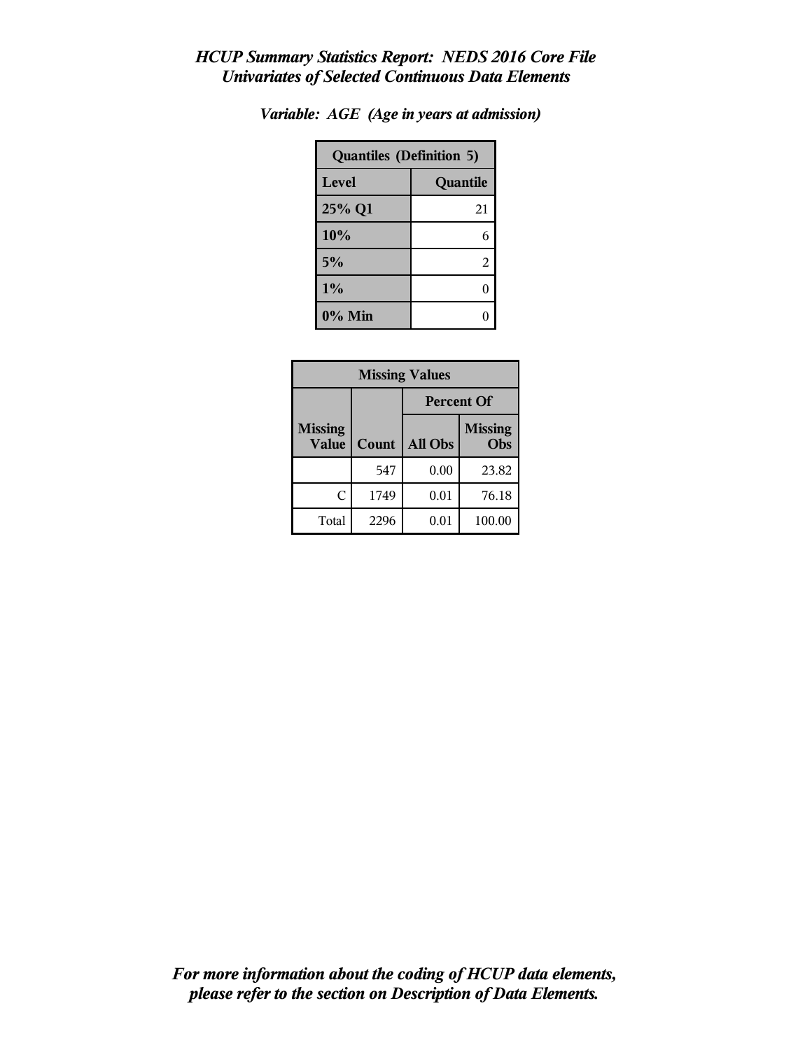*HCUP Summary Statistics Report: NEDS 2016 Core File*
*Univariates of Selected Continuous Data Elements*

*Variable: AGE (Age in years at admission)*

| Quantiles (Definition 5) | |
|---|---|
| **Level** | **Quantile** |
| **25% Q1** | 21 |
| **10%** | 6 |
| **5%** | 2 |
| **1%** | 0 |
| **0% Min** | 0 |

| Missing Values | | | |
|---|---|---|---|
| | | Percent Of | |
| Missing Value | Count | All Obs | Missing Obs |
| | 547 | 0.00 | 23.82 |
| C | 1749 | 0.01 | 76.18 |
| Total | 2296 | 0.01 | 100.00 |

*For more information about the coding of HCUP data elements, please refer to the section on Description of Data Elements.*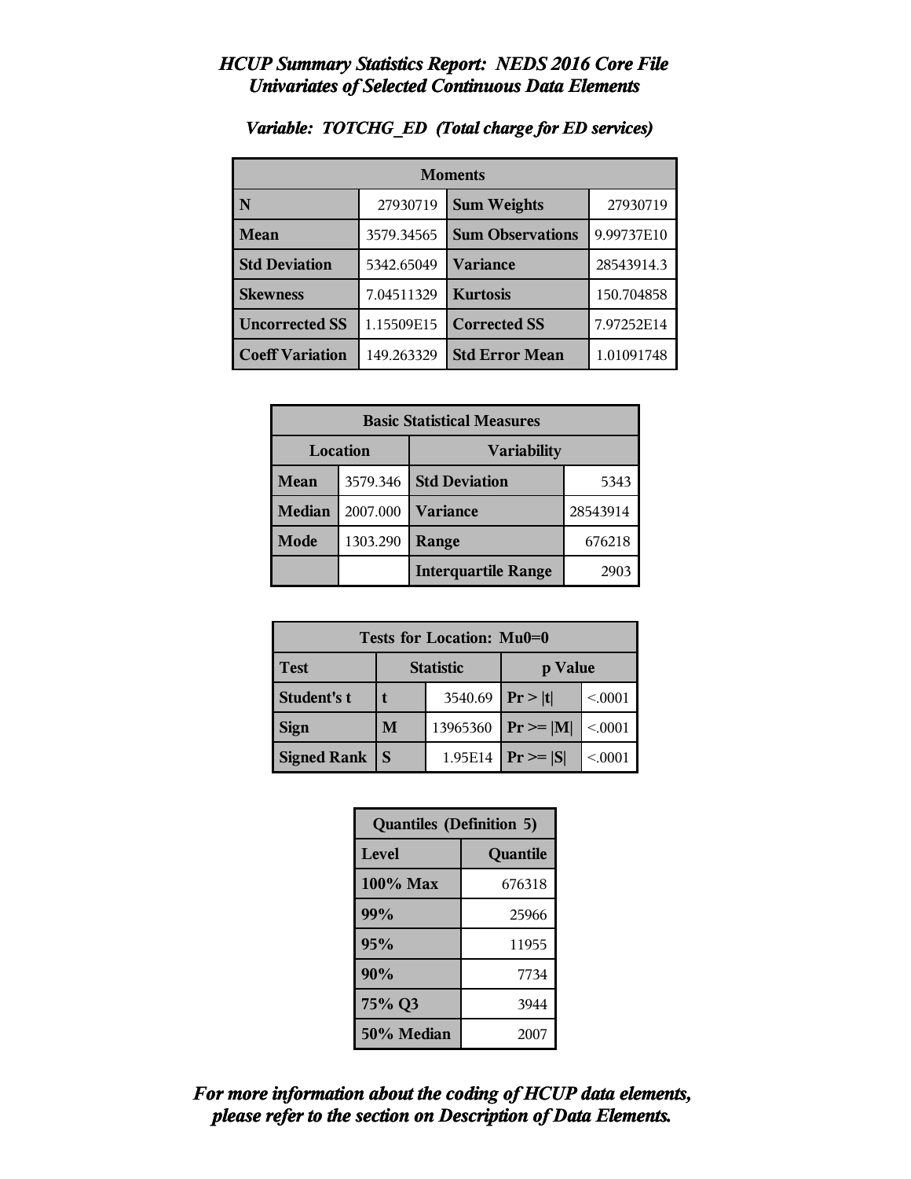# *HCUP Summary Statistics Report: NEDS 2016 Core File*
## *Univariates of Selected Continuous Data Elements*

### *Variable: TOTCHG_ED (Total charge for ED services)*

| Moments | | | |
|---|---|---|---|
| **N** | 27930719 | **Sum Weights** | 27930719 |
| **Mean** | 3579.34565 | **Sum Observations** | 9.99737E10 |
| **Std Deviation** | 5342.65049 | **Variance** | 28543914.3 |
| **Skewness** | 7.04511329 | **Kurtosis** | 150.704858 |
| **Uncorrected SS** | 1.15509E15 | **Corrected SS** | 7.97252E14 |
| **Coeff Variation** | 149.263329 | **Std Error Mean** | 1.01091748 |

| Basic Statistical Measures | | | |
|---|---|---|---|
| **Location** | | **Variability** | |
| **Mean** | 3579.346 | **Std Deviation** | 5343 |
| **Median** | 2007.000 | **Variance** | 28543914 |
| **Mode** | 1303.290 | **Range** | 676218 |
| | | **Interquartile Range** | 2903 |

| Tests for Location: Mu0=0 | | | | |
|---|---|---|---|---|
| **Test** | **Statistic** | | **p Value** | |
| **Student's t** | **t** | 3540.69 | **Pr > \|t\|** | <.0001 |
| **Sign** | **M** | 13965360 | **Pr >= \|M\|** | <.0001 |
| **Signed Rank** | **S** | 1.95E14 | **Pr >= \|S\|** | <.0001 |

| Quantiles (Definition 5) | |
|---|---|
| **Level** | **Quantile** |
| **100% Max** | 676318 |
| **99%** | 25966 |
| **95%** | 11955 |
| **90%** | 7734 |
| **75% Q3** | 3944 |
| **50% Median** | 2007 |

***For more information about the coding of HCUP data elements, please refer to the section on Description of Data Elements.***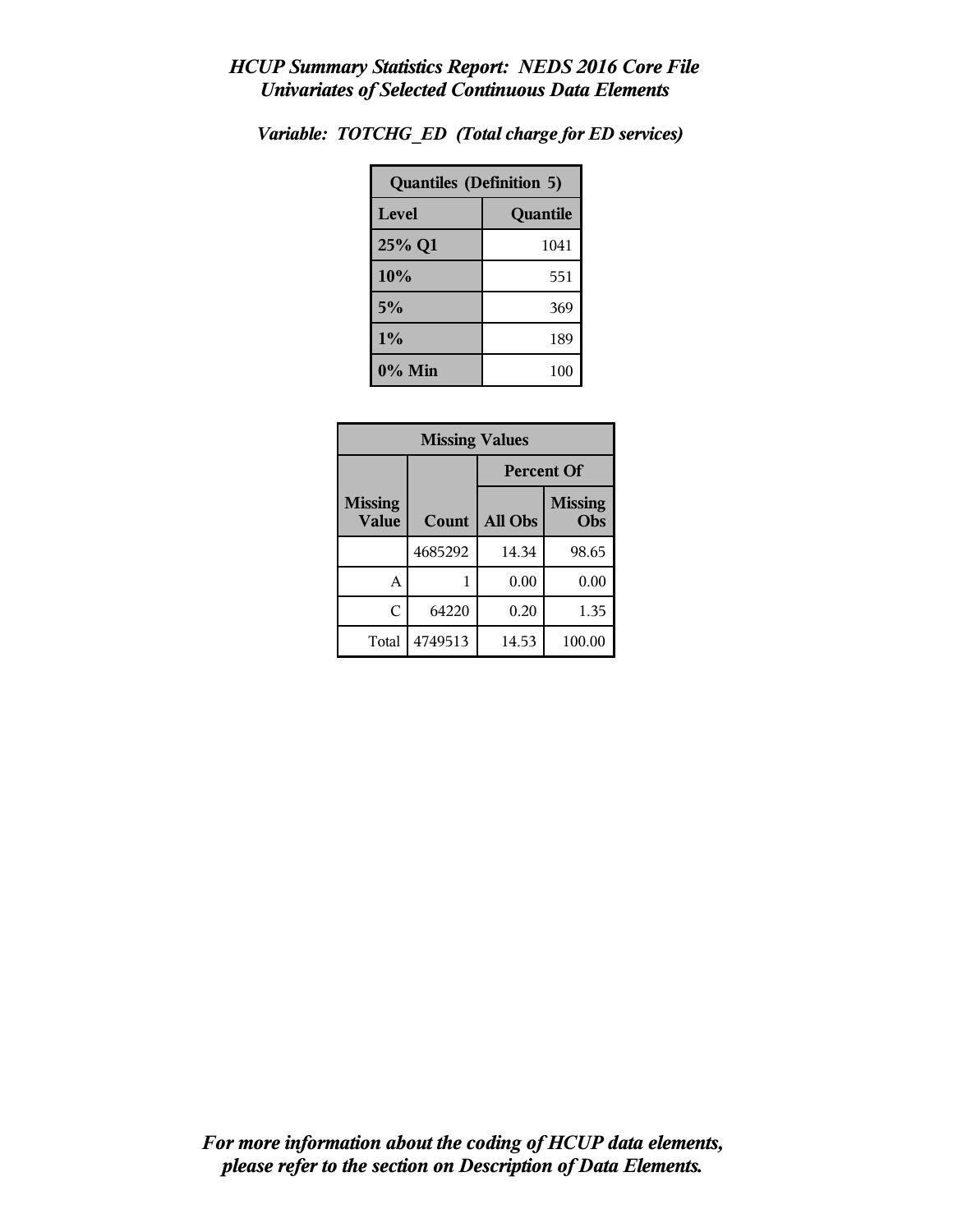*HCUP Summary Statistics Report: NEDS 2016 Core File*
*Univariates of Selected Continuous Data Elements*

*Variable: TOTCHG_ED (Total charge for ED services)*

| Quantiles (Definition 5) | |
|---|---|
| **Level** | **Quantile** |
| **25% Q1** | 1041 |
| **10%** | 551 |
| **5%** | 369 |
| **1%** | 189 |
| **0% Min** | 100 |

| Missing Values | | | |
|---|---|---|---|
| | | Percent Of | |
| **Missing Value** | **Count** | **All Obs** | **Missing Obs** |
| | 4685292 | 14.34 | 98.65 |
| A | 1 | 0.00 | 0.00 |
| C | 64220 | 0.20 | 1.35 |
| Total | 4749513 | 14.53 | 100.00 |

***For more information about the coding of HCUP data elements, please refer to the section on Description of Data Elements.***